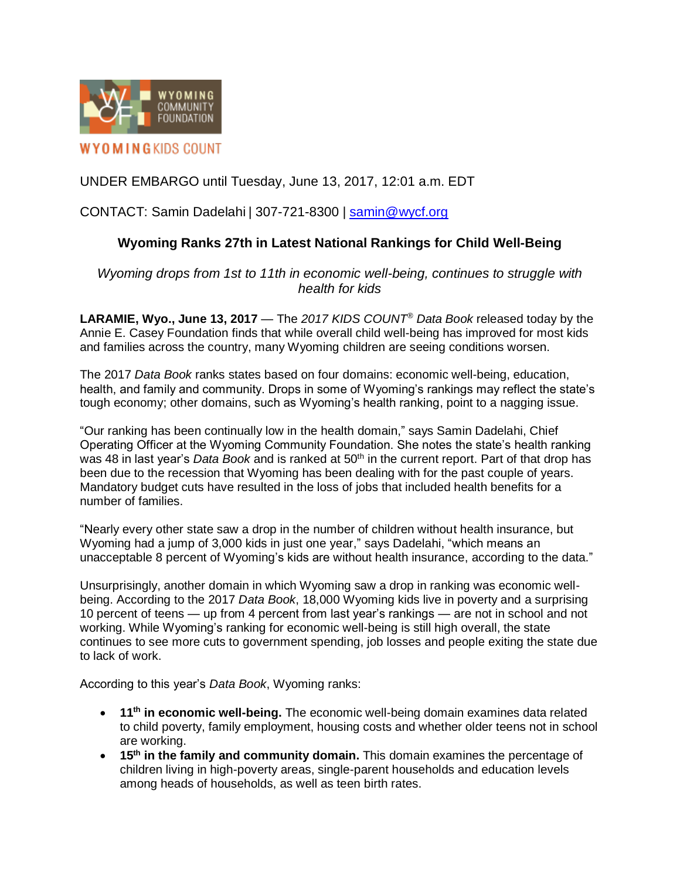WYOMING COMMUNITY FOUNDATION

WYOMING KIDS COUNT

UNDER EMBARGO until Tuesday, June 13, 2017, 12:01 a.m. EDT

CONTACT: Samin Dadelahi | 307-721-8300 | samin@wycf.org

## Wyoming Ranks 27th in Latest National Rankings for Child Well-Being

*Wyoming drops from 1st to 11th in economic well-being, continues to struggle with health for kids*

**LARAMIE, Wyo., June 13, 2017** — The *2017 KIDS COUNT® Data Book* released today by the Annie E. Casey Foundation finds that while overall child well-being has improved for most kids and families across the country, many Wyoming children are seeing conditions worsen.

The 2017 *Data Book* ranks states based on four domains: economic well-being, education, health, and family and community. Drops in some of Wyoming's rankings may reflect the state's tough economy; other domains, such as Wyoming's health ranking, point to a nagging issue.

"Our ranking has been continually low in the health domain," says Samin Dadelahi, Chief Operating Officer at the Wyoming Community Foundation. She notes the state's health ranking was 48 in last year's *Data Book* and is ranked at 50th in the current report. Part of that drop has been due to the recession that Wyoming has been dealing with for the past couple of years. Mandatory budget cuts have resulted in the loss of jobs that included health benefits for a number of families.

"Nearly every other state saw a drop in the number of children without health insurance, but Wyoming had a jump of 3,000 kids in just one year," says Dadelahi, "which means an unacceptable 8 percent of Wyoming's kids are without health insurance, according to the data."

Unsurprisingly, another domain in which Wyoming saw a drop in ranking was economic well-being. According to the 2017 *Data Book*, 18,000 Wyoming kids live in poverty and a surprising 10 percent of teens — up from 4 percent from last year's rankings — are not in school and not working. While Wyoming's ranking for economic well-being is still high overall, the state continues to see more cuts to government spending, job losses and people exiting the state due to lack of work.

According to this year's *Data Book*, Wyoming ranks:

- **11th in economic well-being.** The economic well-being domain examines data related to child poverty, family employment, housing costs and whether older teens not in school are working.
- **15th in the family and community domain.** This domain examines the percentage of children living in high-poverty areas, single-parent households and education levels among heads of households, as well as teen birth rates.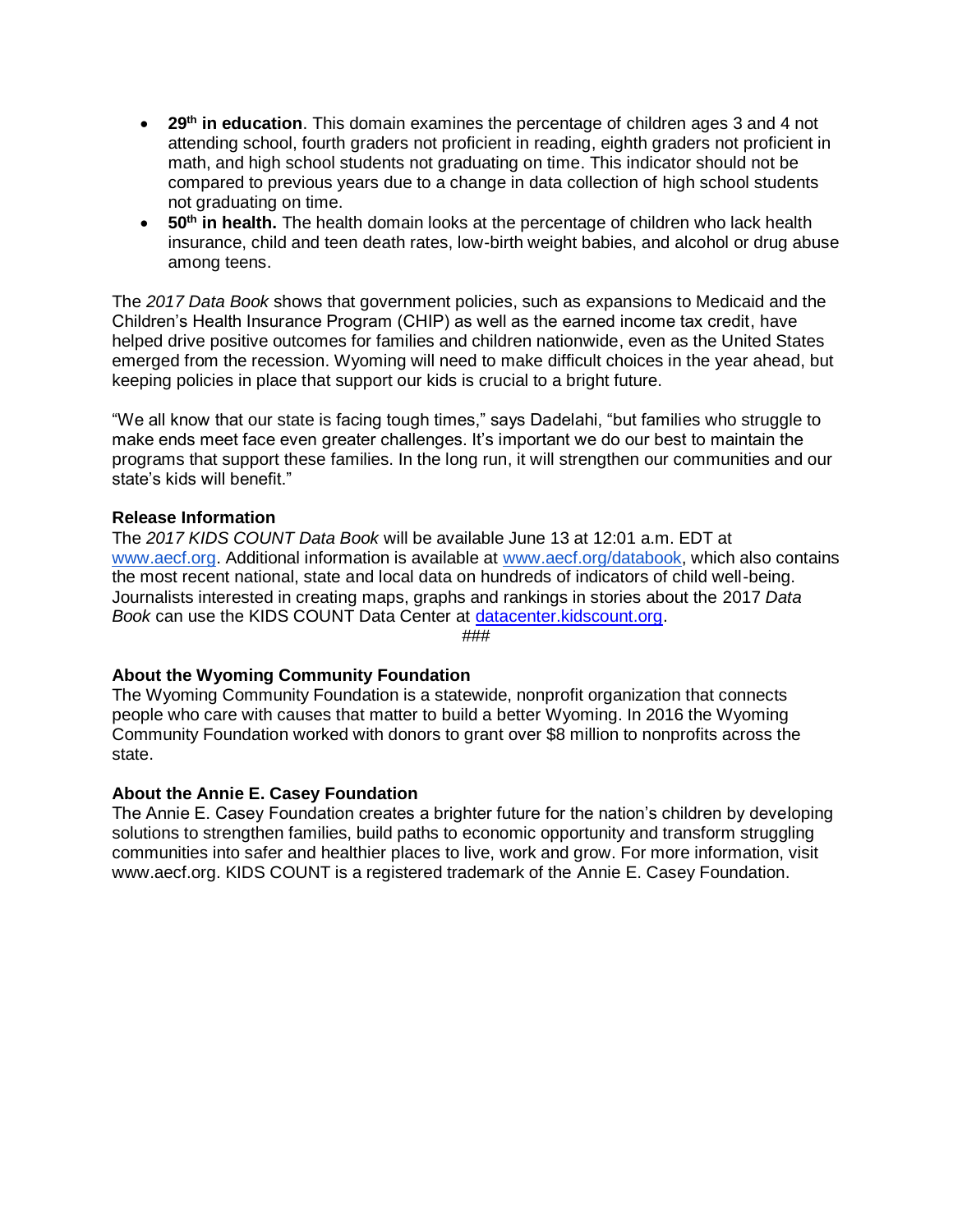- **29th in education**. This domain examines the percentage of children ages 3 and 4 not attending school, fourth graders not proficient in reading, eighth graders not proficient in math, and high school students not graduating on time. This indicator should not be compared to previous years due to a change in data collection of high school students not graduating on time.
- **50th in health.** The health domain looks at the percentage of children who lack health insurance, child and teen death rates, low-birth weight babies, and alcohol or drug abuse among teens.

The *2017 Data Book* shows that government policies, such as expansions to Medicaid and the Children's Health Insurance Program (CHIP) as well as the earned income tax credit, have helped drive positive outcomes for families and children nationwide, even as the United States emerged from the recession. Wyoming will need to make difficult choices in the year ahead, but keeping policies in place that support our kids is crucial to a bright future.

"We all know that our state is facing tough times," says Dadelahi, "but families who struggle to make ends meet face even greater challenges. It's important we do our best to maintain the programs that support these families. In the long run, it will strengthen our communities and our state's kids will benefit."

**Release Information**
The *2017 KIDS COUNT Data Book* will be available June 13 at 12:01 a.m. EDT at www.aecf.org. Additional information is available at www.aecf.org/databook, which also contains the most recent national, state and local data on hundreds of indicators of child well-being. Journalists interested in creating maps, graphs and rankings in stories about the 2017 *Data Book* can use the KIDS COUNT Data Center at datacenter.kidscount.org.

###

**About the Wyoming Community Foundation**
The Wyoming Community Foundation is a statewide, nonprofit organization that connects people who care with causes that matter to build a better Wyoming. In 2016 the Wyoming Community Foundation worked with donors to grant over $8 million to nonprofits across the state.

**About the Annie E. Casey Foundation**
The Annie E. Casey Foundation creates a brighter future for the nation's children by developing solutions to strengthen families, build paths to economic opportunity and transform struggling communities into safer and healthier places to live, work and grow. For more information, visit www.aecf.org. KIDS COUNT is a registered trademark of the Annie E. Casey Foundation.